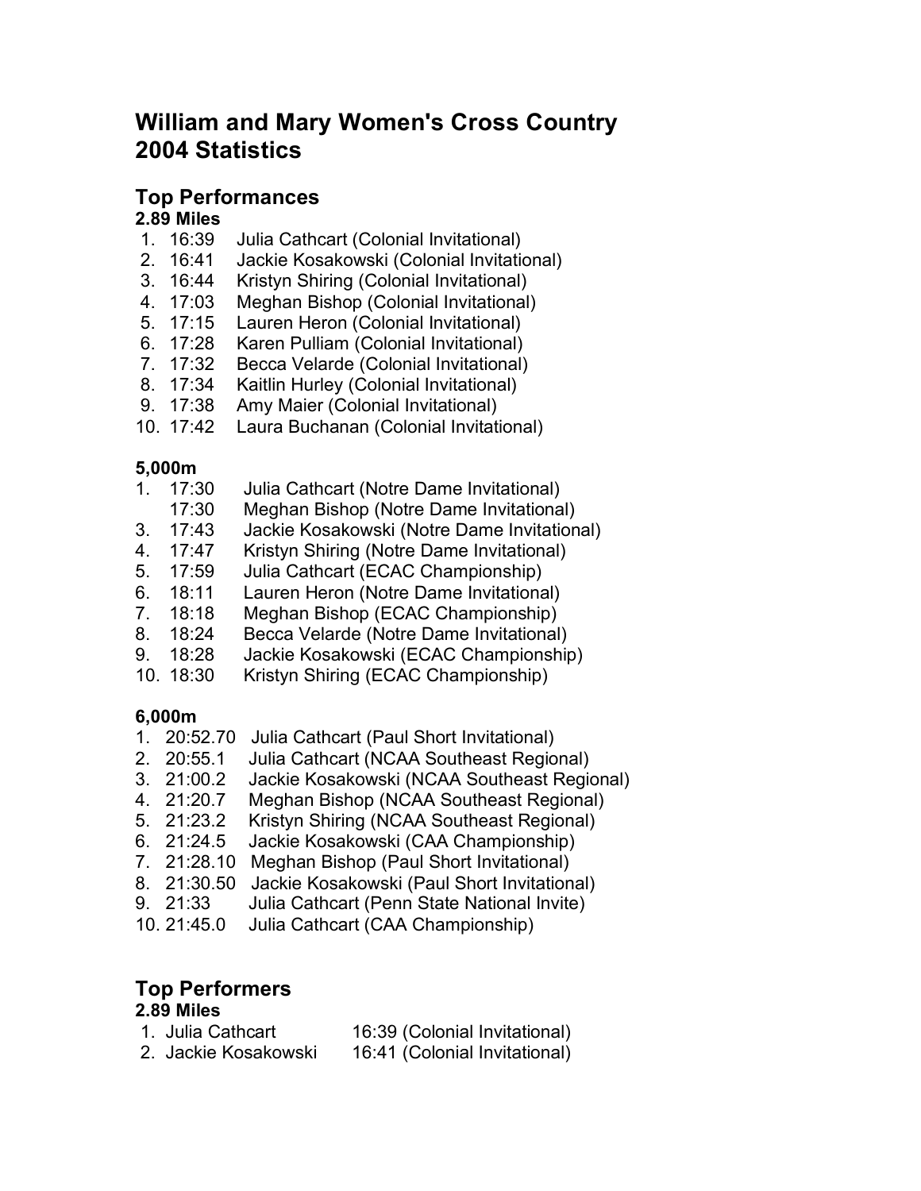# William and Mary Women's Cross Country 2004 Statistics

## Top Performances

### 2.89 Miles

1. 16:39 Julia Cathcart (Colonial Invitational)
2. 16:41 Jackie Kosakowski (Colonial Invitational)
3. 16:44 Kristyn Shiring (Colonial Invitational)
4. 17:03 Meghan Bishop (Colonial Invitational)
5. 17:15 Lauren Heron (Colonial Invitational)
6. 17:28 Karen Pulliam (Colonial Invitational)
7. 17:32 Becca Velarde (Colonial Invitational)
8. 17:34 Kaitlin Hurley (Colonial Invitational)
9. 17:38 Amy Maier (Colonial Invitational)
10. 17:42 Laura Buchanan (Colonial Invitational)

### 5,000m

1\. 17:30 Julia Cathcart (Notre Dame Invitational)
&nbsp;&nbsp;&nbsp;&nbsp;17:30 Meghan Bishop (Notre Dame Invitational)
3\. 17:43 Jackie Kosakowski (Notre Dame Invitational)
4\. 17:47 Kristyn Shiring (Notre Dame Invitational)
5\. 17:59 Julia Cathcart (ECAC Championship)
6\. 18:11 Lauren Heron (Notre Dame Invitational)
7\. 18:18 Meghan Bishop (ECAC Championship)
8\. 18:24 Becca Velarde (Notre Dame Invitational)
9\. 18:28 Jackie Kosakowski (ECAC Championship)
10\. 18:30 Kristyn Shiring (ECAC Championship)

### 6,000m

1. 20:52.70 Julia Cathcart (Paul Short Invitational)
2. 20:55.1 Julia Cathcart (NCAA Southeast Regional)
3. 21:00.2 Jackie Kosakowski (NCAA Southeast Regional)
4. 21:20.7 Meghan Bishop (NCAA Southeast Regional)
5. 21:23.2 Kristyn Shiring (NCAA Southeast Regional)
6. 21:24.5 Jackie Kosakowski (CAA Championship)
7. 21:28.10 Meghan Bishop (Paul Short Invitational)
8. 21:30.50 Jackie Kosakowski (Paul Short Invitational)
9. 21:33 Julia Cathcart (Penn State National Invite)
10. 21:45.0 Julia Cathcart (CAA Championship)

## Top Performers

### 2.89 Miles

1. Julia Cathcart 16:39 (Colonial Invitational)
2. Jackie Kosakowski 16:41 (Colonial Invitational)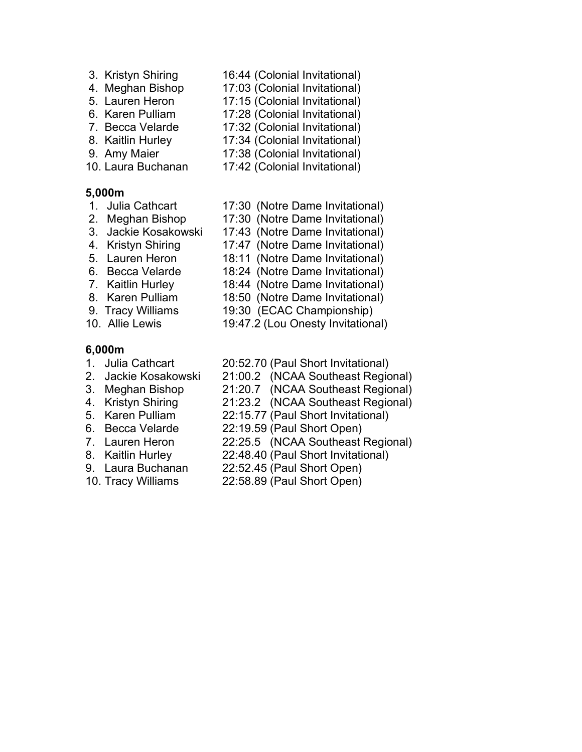3. Kristyn Shiring 16:44 (Colonial Invitational)
4. Meghan Bishop 17:03 (Colonial Invitational)
5. Lauren Heron 17:15 (Colonial Invitational)
6. Karen Pulliam 17:28 (Colonial Invitational)
7. Becca Velarde 17:32 (Colonial Invitational)
8. Kaitlin Hurley 17:34 (Colonial Invitational)
9. Amy Maier 17:38 (Colonial Invitational)
10. Laura Buchanan 17:42 (Colonial Invitational)

**5,000m**

1. Julia Cathcart 17:30 (Notre Dame Invitational)
2. Meghan Bishop 17:30 (Notre Dame Invitational)
3. Jackie Kosakowski 17:43 (Notre Dame Invitational)
4. Kristyn Shiring 17:47 (Notre Dame Invitational)
5. Lauren Heron 18:11 (Notre Dame Invitational)
6. Becca Velarde 18:24 (Notre Dame Invitational)
7. Kaitlin Hurley 18:44 (Notre Dame Invitational)
8. Karen Pulliam 18:50 (Notre Dame Invitational)
9. Tracy Williams 19:30 (ECAC Championship)
10. Allie Lewis 19:47.2 (Lou Onesty Invitational)

**6,000m**

1. Julia Cathcart 20:52.70 (Paul Short Invitational)
2. Jackie Kosakowski 21:00.2 (NCAA Southeast Regional)
3. Meghan Bishop 21:20.7 (NCAA Southeast Regional)
4. Kristyn Shiring 21:23.2 (NCAA Southeast Regional)
5. Karen Pulliam 22:15.77 (Paul Short Invitational)
6. Becca Velarde 22:19.59 (Paul Short Open)
7. Lauren Heron 22:25.5 (NCAA Southeast Regional)
8. Kaitlin Hurley 22:48.40 (Paul Short Invitational)
9. Laura Buchanan 22:52.45 (Paul Short Open)
10. Tracy Williams 22:58.89 (Paul Short Open)